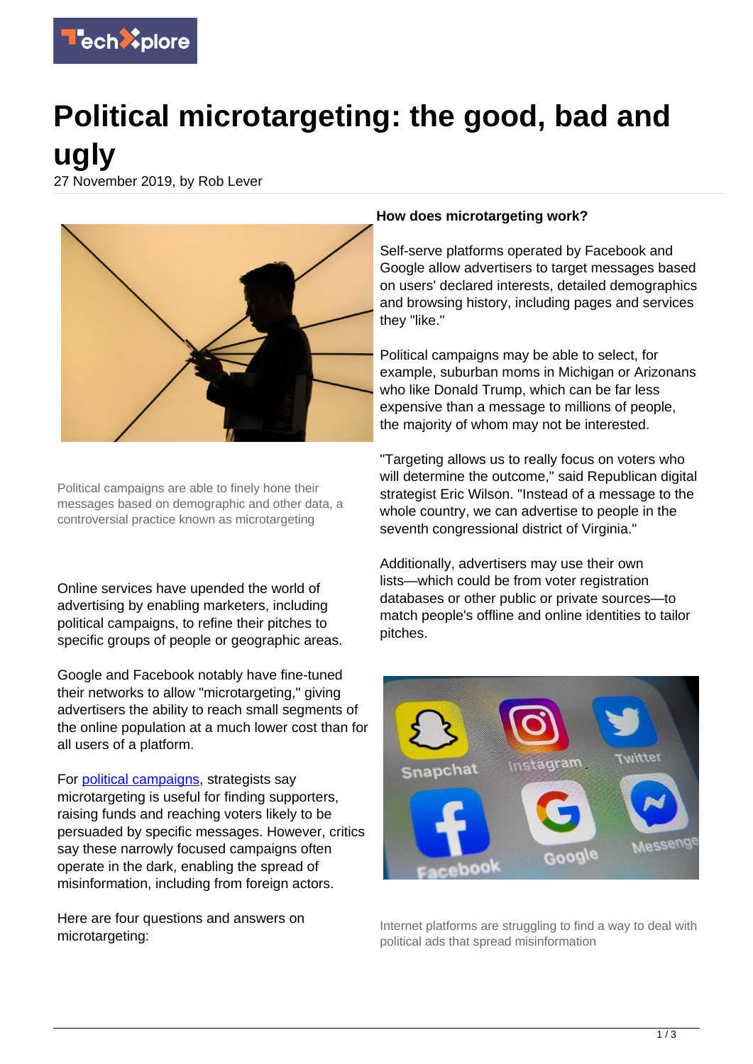# Political microtargeting: the good, bad and ugly

27 November 2019, by Rob Lever

Political campaigns are able to finely hone their messages based on demographic and other data, a controversial practice known as microtargeting

Online services have upended the world of advertising by enabling marketers, including political campaigns, to refine their pitches to specific groups of people or geographic areas.

Google and Facebook notably have fine-tuned their networks to allow "microtargeting," giving advertisers the ability to reach small segments of the online population at a much lower cost than for all users of a platform.

For political campaigns, strategists say microtargeting is useful for finding supporters, raising funds and reaching voters likely to be persuaded by specific messages. However, critics say these narrowly focused campaigns often operate in the dark, enabling the spread of misinformation, including from foreign actors.

Here are four questions and answers on microtargeting:

**How does microtargeting work?**

Self-serve platforms operated by Facebook and Google allow advertisers to target messages based on users' declared interests, detailed demographics and browsing history, including pages and services they "like."

Political campaigns may be able to select, for example, suburban moms in Michigan or Arizonans who like Donald Trump, which can be far less expensive than a message to millions of people, the majority of whom may not be interested.

"Targeting allows us to really focus on voters who will determine the outcome," said Republican digital strategist Eric Wilson. "Instead of a message to the whole country, we can advertise to people in the seventh congressional district of Virginia."

Additionally, advertisers may use their own lists—which could be from voter registration databases or other public or private sources—to match people's offline and online identities to tailor pitches.

Internet platforms are struggling to find a way to deal with political ads that spread misinformation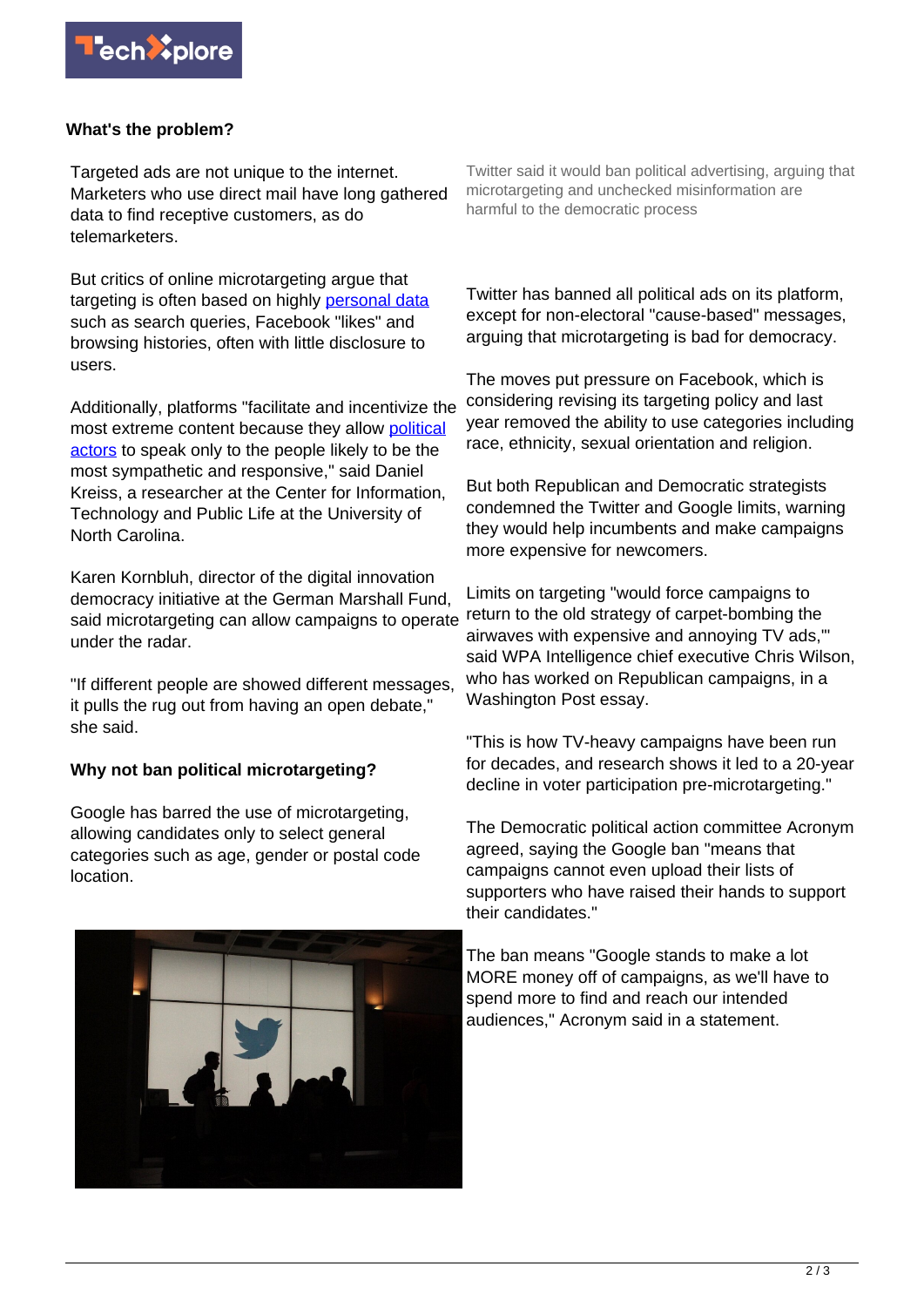### What's the problem?

Targeted ads are not unique to the internet. Marketers who use direct mail have long gathered data to find receptive customers, as do telemarketers.

But critics of online microtargeting argue that targeting is often based on highly personal data such as search queries, Facebook "likes" and browsing histories, often with little disclosure to users.

Additionally, platforms "facilitate and incentivize the most extreme content because they allow political actors to speak only to the people likely to be the most sympathetic and responsive," said Daniel Kreiss, a researcher at the Center for Information, Technology and Public Life at the University of North Carolina.

Karen Kornbluh, director of the digital innovation democracy initiative at the German Marshall Fund, said microtargeting can allow campaigns to operate under the radar.

"If different people are showed different messages, it pulls the rug out from having an open debate," she said.

### Why not ban political microtargeting?

Google has barred the use of microtargeting, allowing candidates only to select general categories such as age, gender or postal code location.

Twitter said it would ban political advertising, arguing that microtargeting and unchecked misinformation are harmful to the democratic process

Twitter has banned all political ads on its platform, except for non-electoral "cause-based" messages, arguing that microtargeting is bad for democracy.

The moves put pressure on Facebook, which is considering revising its targeting policy and last year removed the ability to use categories including race, ethnicity, sexual orientation and religion.

But both Republican and Democratic strategists condemned the Twitter and Google limits, warning they would help incumbents and make campaigns more expensive for newcomers.

Limits on targeting "would force campaigns to return to the old strategy of carpet-bombing the airwaves with expensive and annoying TV ads,'" said WPA Intelligence chief executive Chris Wilson, who has worked on Republican campaigns, in a Washington Post essay.

"This is how TV-heavy campaigns have been run for decades, and research shows it led to a 20-year decline in voter participation pre-microtargeting."

The Democratic political action committee Acronym agreed, saying the Google ban "means that campaigns cannot even upload their lists of supporters who have raised their hands to support their candidates."

The ban means "Google stands to make a lot MORE money off of campaigns, as we'll have to spend more to find and reach our intended audiences," Acronym said in a statement.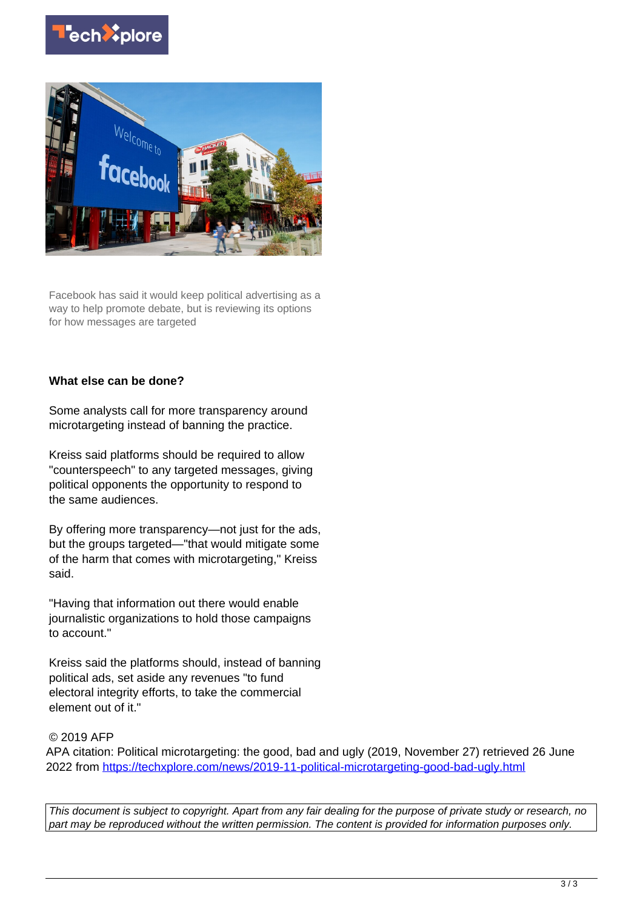Facebook has said it would keep political advertising as a way to help promote debate, but is reviewing its options for how messages are targeted

**What else can be done?**

Some analysts call for more transparency around microtargeting instead of banning the practice.

Kreiss said platforms should be required to allow "counterspeech" to any targeted messages, giving political opponents the opportunity to respond to the same audiences.

By offering more transparency—not just for the ads, but the groups targeted—"that would mitigate some of the harm that comes with microtargeting," Kreiss said.

"Having that information out there would enable journalistic organizations to hold those campaigns to account."

Kreiss said the platforms should, instead of banning political ads, set aside any revenues "to fund electoral integrity efforts, to take the commercial element out of it."

© 2019 AFP

APA citation: Political microtargeting: the good, bad and ugly (2019, November 27) retrieved 26 June 2022 from https://techxplore.com/news/2019-11-political-microtargeting-good-bad-ugly.html

*This document is subject to copyright. Apart from any fair dealing for the purpose of private study or research, no part may be reproduced without the written permission. The content is provided for information purposes only.*